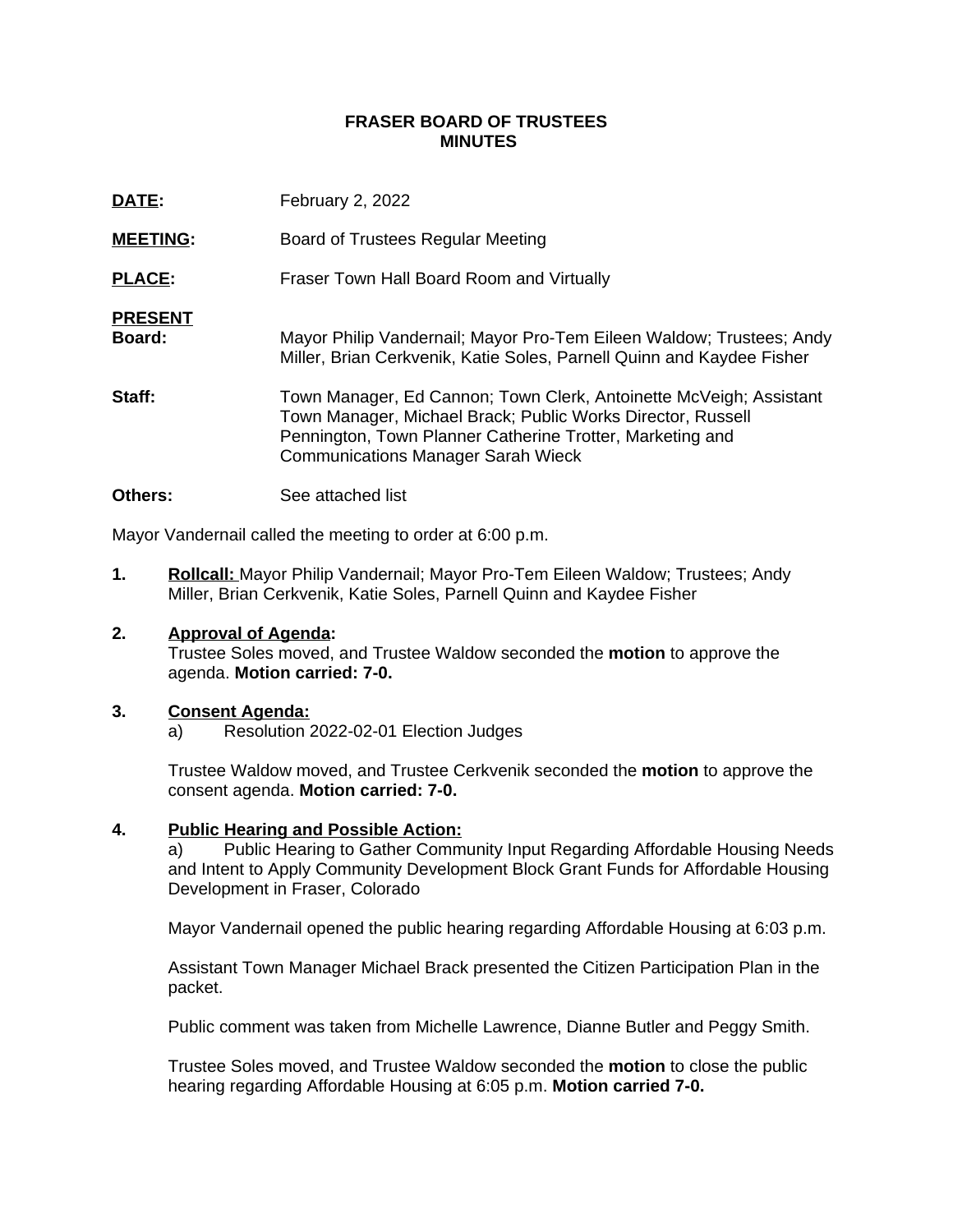**FRASER BOARD OF TRUSTEES**
**MINUTES**

**DATE:** February 2, 2022

**MEETING:** Board of Trustees Regular Meeting

**PLACE:** Fraser Town Hall Board Room and Virtually

**PRESENT**

**Board:** Mayor Philip Vandernail; Mayor Pro-Tem Eileen Waldow; Trustees; Andy Miller, Brian Cerkvenik, Katie Soles, Parnell Quinn and Kaydee Fisher

**Staff:** Town Manager, Ed Cannon; Town Clerk, Antoinette McVeigh; Assistant Town Manager, Michael Brack; Public Works Director, Russell Pennington, Town Planner Catherine Trotter, Marketing and Communications Manager Sarah Wieck

**Others:** See attached list

Mayor Vandernail called the meeting to order at 6:00 p.m.

1. **Rollcall:** Mayor Philip Vandernail; Mayor Pro-Tem Eileen Waldow; Trustees; Andy Miller, Brian Cerkvenik, Katie Soles, Parnell Quinn and Kaydee Fisher

2. **Approval of Agenda:**
   Trustee Soles moved, and Trustee Waldow seconded the **motion** to approve the agenda. **Motion carried: 7-0.**

3. **Consent Agenda:**
   a) Resolution 2022-02-01 Election Judges

   Trustee Waldow moved, and Trustee Cerkvenik seconded the **motion** to approve the consent agenda. **Motion carried: 7-0.**

4. **Public Hearing and Possible Action:**
   a) Public Hearing to Gather Community Input Regarding Affordable Housing Needs and Intent to Apply Community Development Block Grant Funds for Affordable Housing Development in Fraser, Colorado

   Mayor Vandernail opened the public hearing regarding Affordable Housing at 6:03 p.m.

   Assistant Town Manager Michael Brack presented the Citizen Participation Plan in the packet.

   Public comment was taken from Michelle Lawrence, Dianne Butler and Peggy Smith.

   Trustee Soles moved, and Trustee Waldow seconded the **motion** to close the public hearing regarding Affordable Housing at 6:05 p.m. **Motion carried 7-0.**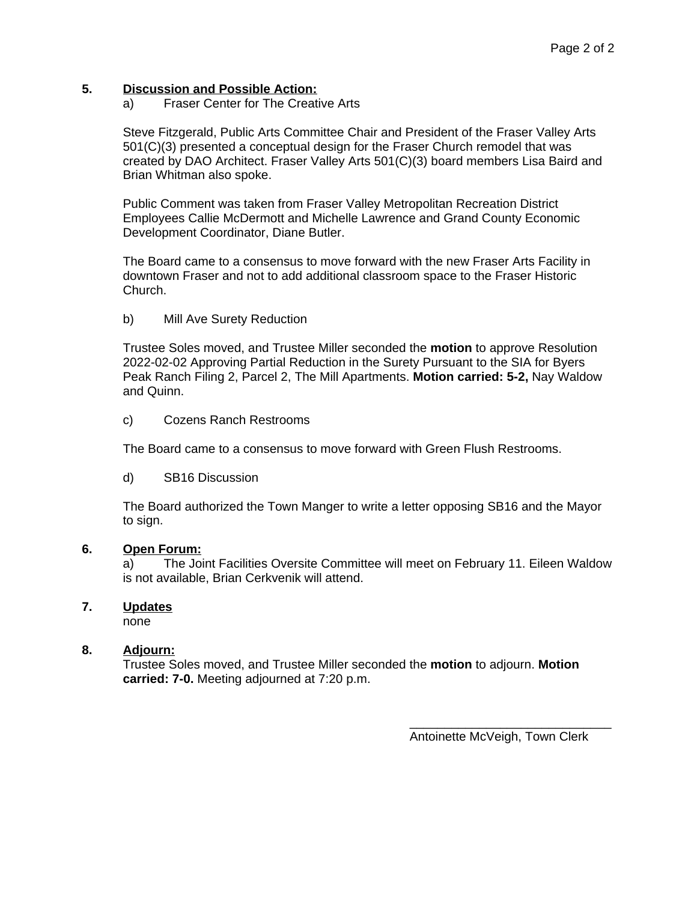**5. <u>Discussion and Possible Action:</u>**

a) Fraser Center for The Creative Arts

Steve Fitzgerald, Public Arts Committee Chair and President of the Fraser Valley Arts 501(C)(3) presented a conceptual design for the Fraser Church remodel that was created by DAO Architect. Fraser Valley Arts 501(C)(3) board members Lisa Baird and Brian Whitman also spoke.

Public Comment was taken from Fraser Valley Metropolitan Recreation District Employees Callie McDermott and Michelle Lawrence and Grand County Economic Development Coordinator, Diane Butler.

The Board came to a consensus to move forward with the new Fraser Arts Facility in downtown Fraser and not to add additional classroom space to the Fraser Historic Church.

b) Mill Ave Surety Reduction

Trustee Soles moved, and Trustee Miller seconded the **motion** to approve Resolution 2022-02-02 Approving Partial Reduction in the Surety Pursuant to the SIA for Byers Peak Ranch Filing 2, Parcel 2, The Mill Apartments. **Motion carried: 5-2,** Nay Waldow and Quinn.

c) Cozens Ranch Restrooms

The Board came to a consensus to move forward with Green Flush Restrooms.

d) SB16 Discussion

The Board authorized the Town Manger to write a letter opposing SB16 and the Mayor to sign.

**6. <u>Open Forum:</u>**

a) The Joint Facilities Oversite Committee will meet on February 11. Eileen Waldow is not available, Brian Cerkvenik will attend.

**7. <u>Updates</u>**

none

**8. <u>Adjourn:</u>**

Trustee Soles moved, and Trustee Miller seconded the **motion** to adjourn. **Motion carried: 7-0.** Meeting adjourned at 7:20 p.m.

\_\_\_\_\_\_\_\_\_\_\_\_\_\_\_\_\_\_\_\_\_\_\_\_\_\_\_\_\_\_
Antoinette McVeigh, Town Clerk